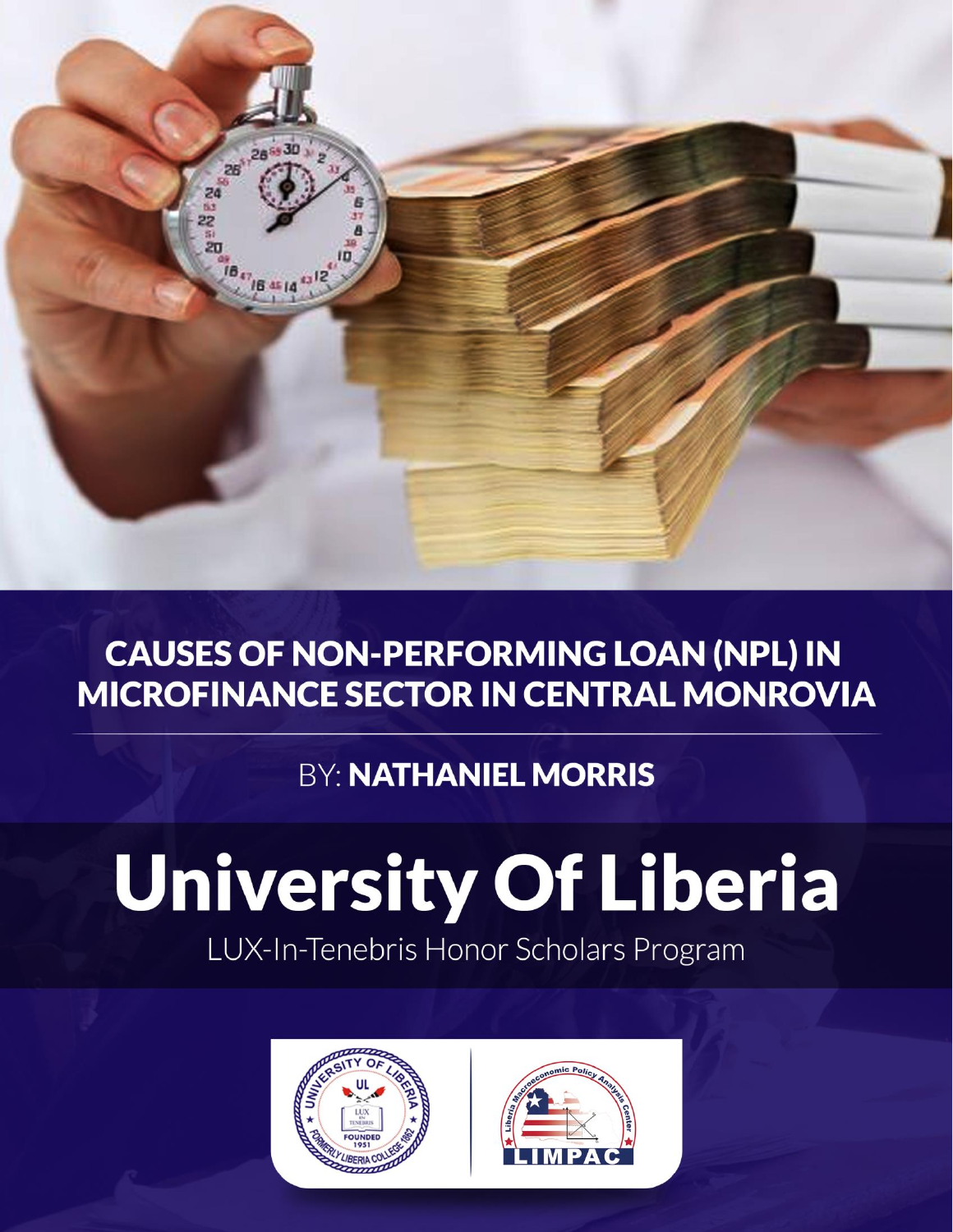# CAUSES OF NON-PERFORMING LOAN (NPL) IN MICROFINANCE SECTOR IN CENTRAL MONROVIA

BY: **NATHANIEL MORRIS**

# University Of Liberia

LUX-In-Tenebris Honor Scholars Program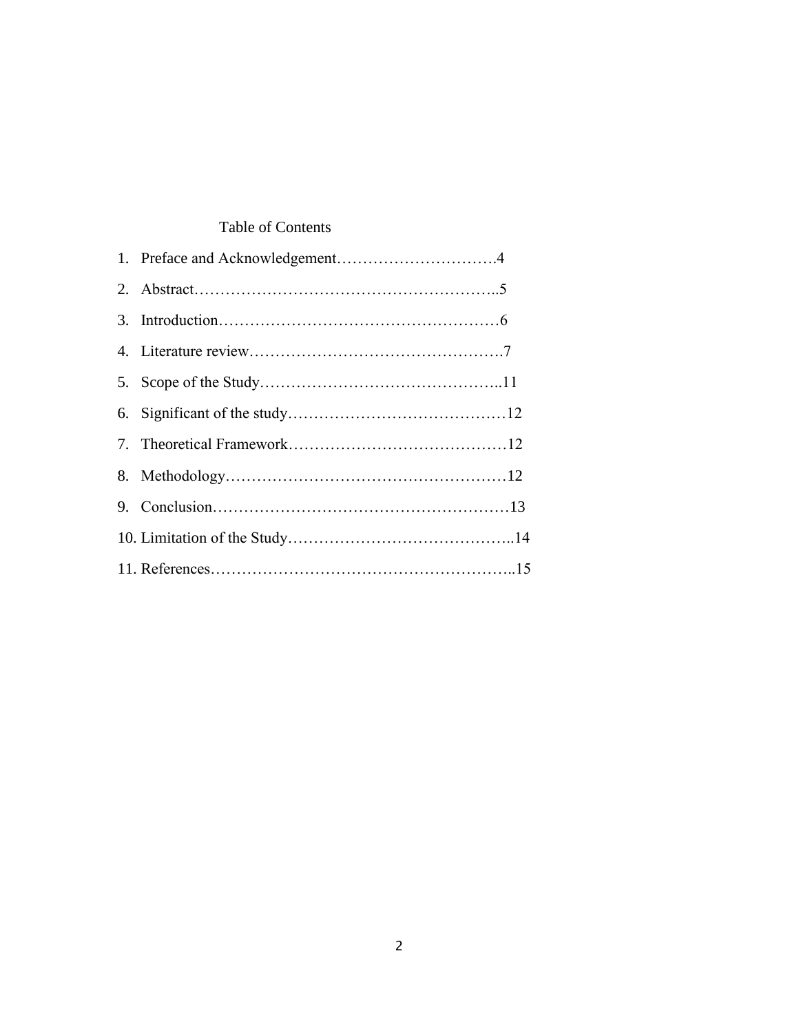# Table of Contents

1. Preface and Acknowledgement………………………….4
2. Abstract………………………………………………..5
3. Introduction………………………………………………6
4. Literature review………………………………………….7
5. Scope of the Study………………………………………..11
6. Significant of the study……………………………………12
7. Theoretical Framework……………………………………12
8. Methodology………………………………………………12
9. Conclusion…………………………………………………13
10. Limitation of the Study……………………………………..14
11. References…………………………………………………..15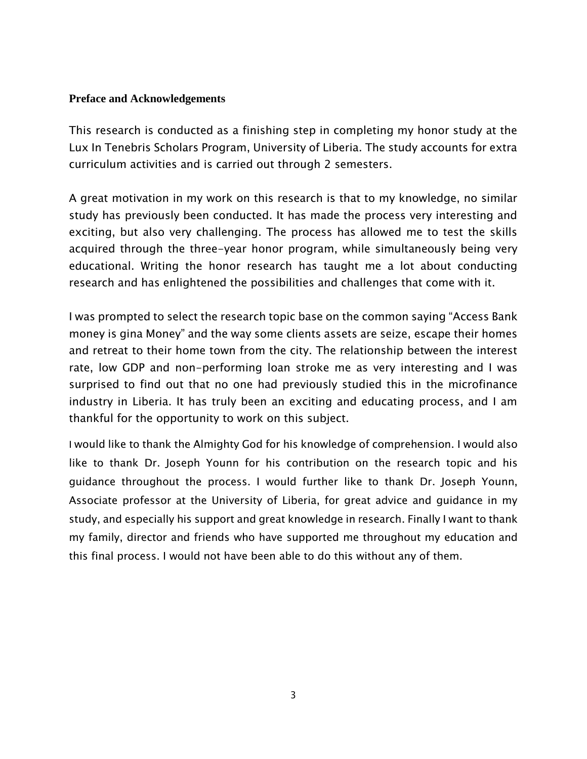**Preface and Acknowledgements**

This research is conducted as a finishing step in completing my honor study at the Lux In Tenebris Scholars Program, University of Liberia. The study accounts for extra curriculum activities and is carried out through 2 semesters.

A great motivation in my work on this research is that to my knowledge, no similar study has previously been conducted. It has made the process very interesting and exciting, but also very challenging. The process has allowed me to test the skills acquired through the three-year honor program, while simultaneously being very educational. Writing the honor research has taught me a lot about conducting research and has enlightened the possibilities and challenges that come with it.

I was prompted to select the research topic base on the common saying "Access Bank money is gina Money" and the way some clients assets are seize, escape their homes and retreat to their home town from the city. The relationship between the interest rate, low GDP and non-performing loan stroke me as very interesting and I was surprised to find out that no one had previously studied this in the microfinance industry in Liberia. It has truly been an exciting and educating process, and I am thankful for the opportunity to work on this subject.

I would like to thank the Almighty God for his knowledge of comprehension. I would also like to thank Dr. Joseph Younn for his contribution on the research topic and his guidance throughout the process. I would further like to thank Dr. Joseph Younn, Associate professor at the University of Liberia, for great advice and guidance in my study, and especially his support and great knowledge in research. Finally I want to thank my family, director and friends who have supported me throughout my education and this final process. I would not have been able to do this without any of them.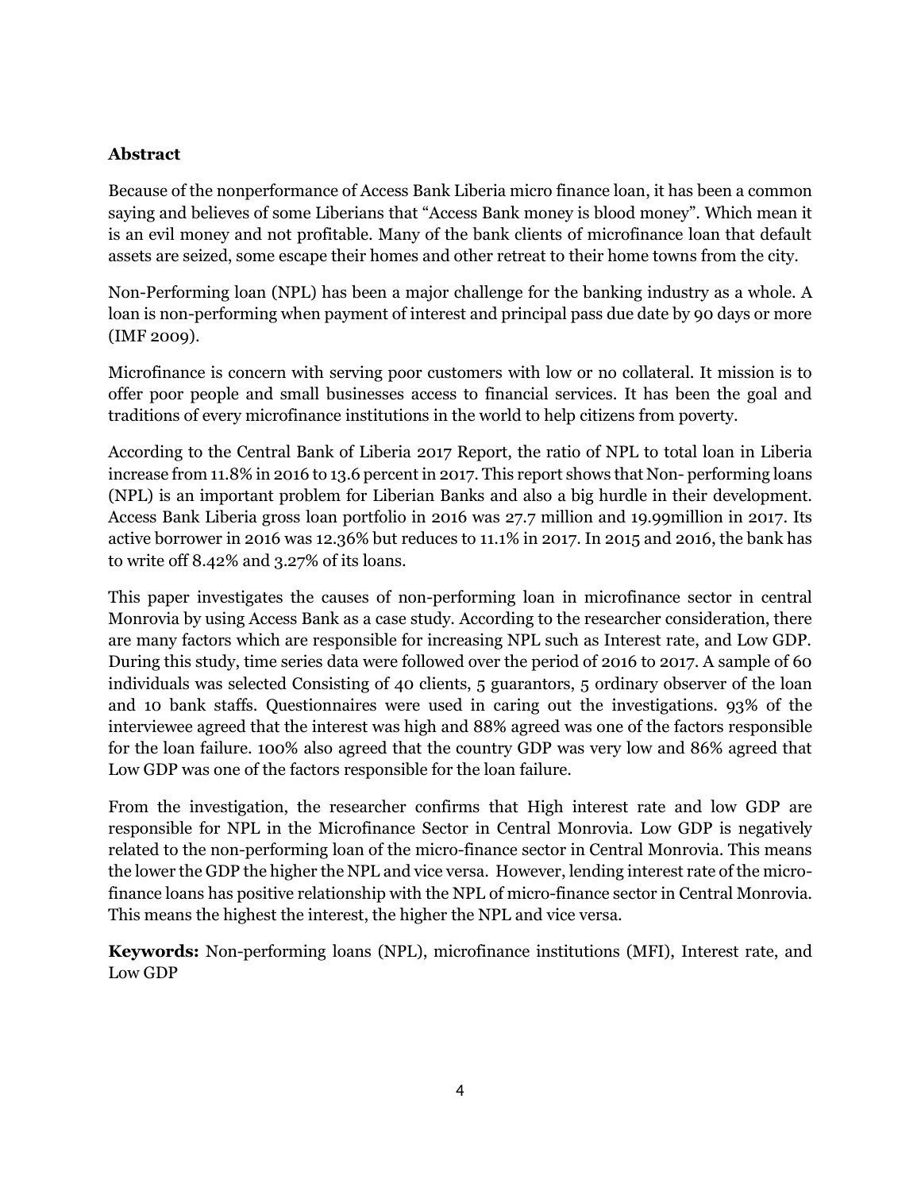**Abstract**

Because of the nonperformance of Access Bank Liberia micro finance loan, it has been a common saying and believes of some Liberians that "Access Bank money is blood money". Which mean it is an evil money and not profitable. Many of the bank clients of microfinance loan that default assets are seized, some escape their homes and other retreat to their home towns from the city.

Non-Performing loan (NPL) has been a major challenge for the banking industry as a whole. A loan is non-performing when payment of interest and principal pass due date by 90 days or more (IMF 2009).

Microfinance is concern with serving poor customers with low or no collateral. It mission is to offer poor people and small businesses access to financial services. It has been the goal and traditions of every microfinance institutions in the world to help citizens from poverty.

According to the Central Bank of Liberia 2017 Report, the ratio of NPL to total loan in Liberia increase from 11.8% in 2016 to 13.6 percent in 2017. This report shows that Non- performing loans (NPL) is an important problem for Liberian Banks and also a big hurdle in their development. Access Bank Liberia gross loan portfolio in 2016 was 27.7 million and 19.99million in 2017. Its active borrower in 2016 was 12.36% but reduces to 11.1% in 2017. In 2015 and 2016, the bank has to write off 8.42% and 3.27% of its loans.

This paper investigates the causes of non-performing loan in microfinance sector in central Monrovia by using Access Bank as a case study. According to the researcher consideration, there are many factors which are responsible for increasing NPL such as Interest rate, and Low GDP. During this study, time series data were followed over the period of 2016 to 2017. A sample of 60 individuals was selected Consisting of 40 clients, 5 guarantors, 5 ordinary observer of the loan and 10 bank staffs. Questionnaires were used in caring out the investigations. 93% of the interviewee agreed that the interest was high and 88% agreed was one of the factors responsible for the loan failure. 100% also agreed that the country GDP was very low and 86% agreed that Low GDP was one of the factors responsible for the loan failure.

From the investigation, the researcher confirms that High interest rate and low GDP are responsible for NPL in the Microfinance Sector in Central Monrovia. Low GDP is negatively related to the non-performing loan of the micro-finance sector in Central Monrovia. This means the lower the GDP the higher the NPL and vice versa. However, lending interest rate of the micro-finance loans has positive relationship with the NPL of micro-finance sector in Central Monrovia. This means the highest the interest, the higher the NPL and vice versa.

**Keywords:** Non-performing loans (NPL), microfinance institutions (MFI), Interest rate, and Low GDP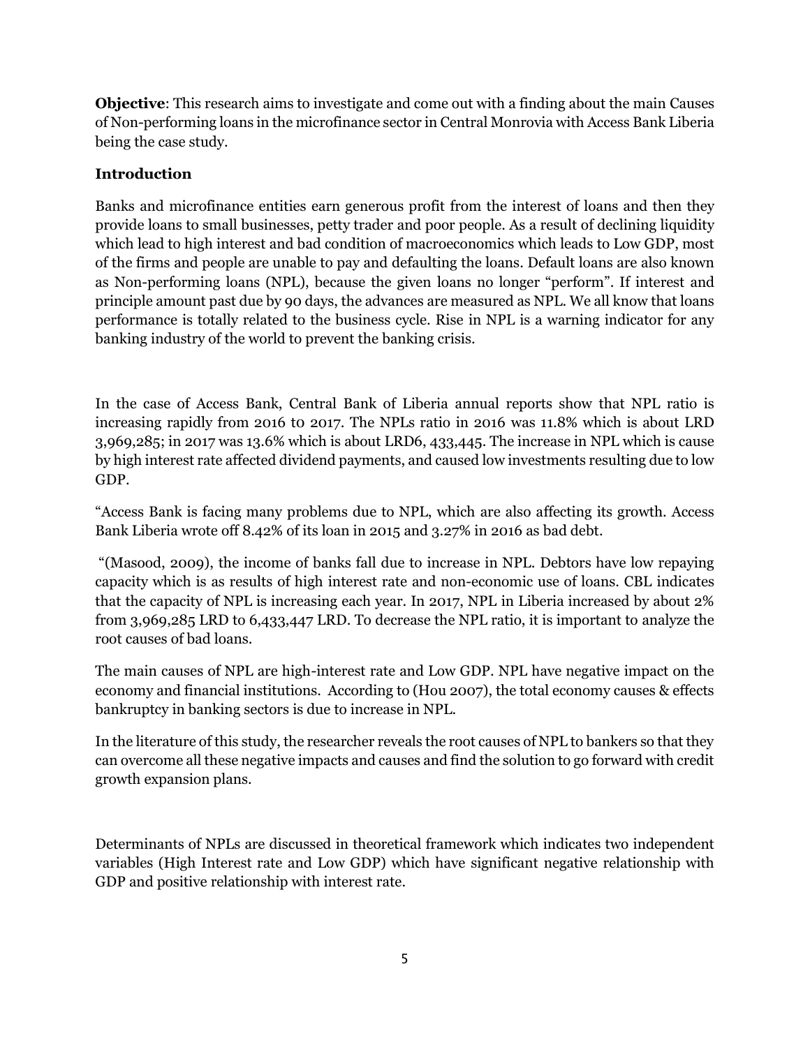**Objective**: This research aims to investigate and come out with a finding about the main Causes of Non-performing loans in the microfinance sector in Central Monrovia with Access Bank Liberia being the case study.

### Introduction

Banks and microfinance entities earn generous profit from the interest of loans and then they provide loans to small businesses, petty trader and poor people. As a result of declining liquidity which lead to high interest and bad condition of macroeconomics which leads to Low GDP, most of the firms and people are unable to pay and defaulting the loans. Default loans are also known as Non-performing loans (NPL), because the given loans no longer "perform". If interest and principle amount past due by 90 days, the advances are measured as NPL. We all know that loans performance is totally related to the business cycle. Rise in NPL is a warning indicator for any banking industry of the world to prevent the banking crisis.

In the case of Access Bank, Central Bank of Liberia annual reports show that NPL ratio is increasing rapidly from 2016 t0 2017. The NPLs ratio in 2016 was 11.8% which is about LRD 3,969,285; in 2017 was 13.6% which is about LRD6, 433,445. The increase in NPL which is cause by high interest rate affected dividend payments, and caused low investments resulting due to low GDP.

"Access Bank is facing many problems due to NPL, which are also affecting its growth. Access Bank Liberia wrote off 8.42% of its loan in 2015 and 3.27% in 2016 as bad debt.

"(Masood, 2009), the income of banks fall due to increase in NPL. Debtors have low repaying capacity which is as results of high interest rate and non-economic use of loans. CBL indicates that the capacity of NPL is increasing each year. In 2017, NPL in Liberia increased by about 2% from 3,969,285 LRD to 6,433,447 LRD. To decrease the NPL ratio, it is important to analyze the root causes of bad loans.

The main causes of NPL are high-interest rate and Low GDP. NPL have negative impact on the economy and financial institutions. According to (Hou 2007), the total economy causes & effects bankruptcy in banking sectors is due to increase in NPL.

In the literature of this study, the researcher reveals the root causes of NPL to bankers so that they can overcome all these negative impacts and causes and find the solution to go forward with credit growth expansion plans.

Determinants of NPLs are discussed in theoretical framework which indicates two independent variables (High Interest rate and Low GDP) which have significant negative relationship with GDP and positive relationship with interest rate.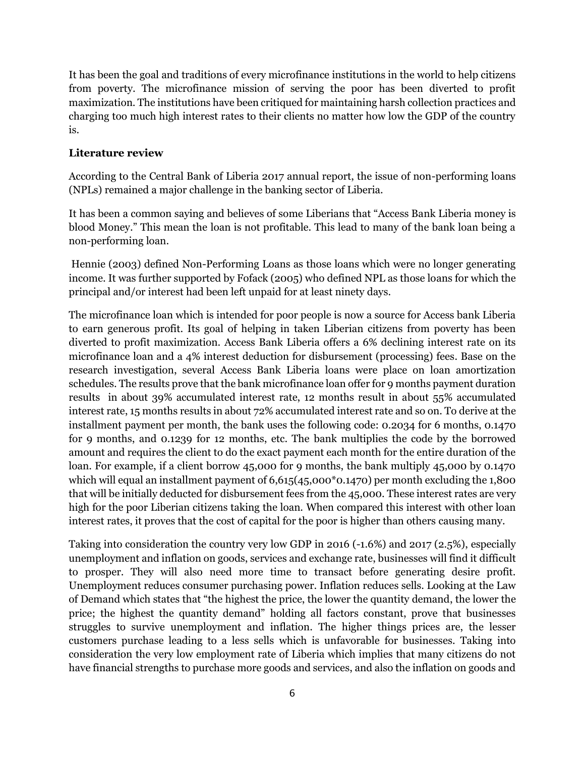It has been the goal and traditions of every microfinance institutions in the world to help citizens from poverty. The microfinance mission of serving the poor has been diverted to profit maximization. The institutions have been critiqued for maintaining harsh collection practices and charging too much high interest rates to their clients no matter how low the GDP of the country is.

**Literature review**

According to the Central Bank of Liberia 2017 annual report, the issue of non-performing loans (NPLs) remained a major challenge in the banking sector of Liberia.

It has been a common saying and believes of some Liberians that "Access Bank Liberia money is blood Money." This mean the loan is not profitable. This lead to many of the bank loan being a non-performing loan.

Hennie (2003) defined Non-Performing Loans as those loans which were no longer generating income. It was further supported by Fofack (2005) who defined NPL as those loans for which the principal and/or interest had been left unpaid for at least ninety days.

The microfinance loan which is intended for poor people is now a source for Access bank Liberia to earn generous profit. Its goal of helping in taken Liberian citizens from poverty has been diverted to profit maximization. Access Bank Liberia offers a 6% declining interest rate on its microfinance loan and a 4% interest deduction for disbursement (processing) fees. Base on the research investigation, several Access Bank Liberia loans were place on loan amortization schedules. The results prove that the bank microfinance loan offer for 9 months payment duration results in about 39% accumulated interest rate, 12 months result in about 55% accumulated interest rate, 15 months results in about 72% accumulated interest rate and so on. To derive at the installment payment per month, the bank uses the following code: 0.2034 for 6 months, 0.1470 for 9 months, and 0.1239 for 12 months, etc. The bank multiplies the code by the borrowed amount and requires the client to do the exact payment each month for the entire duration of the loan. For example, if a client borrow 45,000 for 9 months, the bank multiply 45,000 by 0.1470 which will equal an installment payment of 6,615(45,000*0.1470) per month excluding the 1,800 that will be initially deducted for disbursement fees from the 45,000. These interest rates are very high for the poor Liberian citizens taking the loan. When compared this interest with other loan interest rates, it proves that the cost of capital for the poor is higher than others causing many.

Taking into consideration the country very low GDP in 2016 (-1.6%) and 2017 (2.5%), especially unemployment and inflation on goods, services and exchange rate, businesses will find it difficult to prosper. They will also need more time to transact before generating desire profit. Unemployment reduces consumer purchasing power. Inflation reduces sells. Looking at the Law of Demand which states that "the highest the price, the lower the quantity demand, the lower the price; the highest the quantity demand" holding all factors constant, prove that businesses struggles to survive unemployment and inflation. The higher things prices are, the lesser customers purchase leading to a less sells which is unfavorable for businesses. Taking into consideration the very low employment rate of Liberia which implies that many citizens do not have financial strengths to purchase more goods and services, and also the inflation on goods and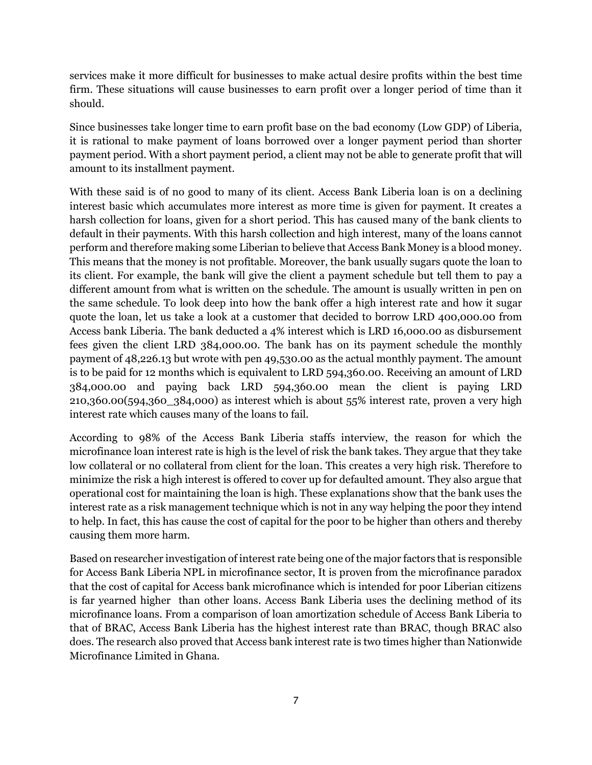services make it more difficult for businesses to make actual desire profits within the best time firm. These situations will cause businesses to earn profit over a longer period of time than it should.

Since businesses take longer time to earn profit base on the bad economy (Low GDP) of Liberia, it is rational to make payment of loans borrowed over a longer payment period than shorter payment period. With a short payment period, a client may not be able to generate profit that will amount to its installment payment.

With these said is of no good to many of its client. Access Bank Liberia loan is on a declining interest basic which accumulates more interest as more time is given for payment. It creates a harsh collection for loans, given for a short period. This has caused many of the bank clients to default in their payments. With this harsh collection and high interest, many of the loans cannot perform and therefore making some Liberian to believe that Access Bank Money is a blood money. This means that the money is not profitable. Moreover, the bank usually sugars quote the loan to its client. For example, the bank will give the client a payment schedule but tell them to pay a different amount from what is written on the schedule. The amount is usually written in pen on the same schedule. To look deep into how the bank offer a high interest rate and how it sugar quote the loan, let us take a look at a customer that decided to borrow LRD 400,000.00 from Access bank Liberia. The bank deducted a 4% interest which is LRD 16,000.00 as disbursement fees given the client LRD 384,000.00. The bank has on its payment schedule the monthly payment of 48,226.13 but wrote with pen 49,530.00 as the actual monthly payment. The amount is to be paid for 12 months which is equivalent to LRD 594,360.00. Receiving an amount of LRD 384,000.00 and paying back LRD 594,360.00 mean the client is paying LRD 210,360.00(594,360_384,000) as interest which is about 55% interest rate, proven a very high interest rate which causes many of the loans to fail.

According to 98% of the Access Bank Liberia staffs interview, the reason for which the microfinance loan interest rate is high is the level of risk the bank takes. They argue that they take low collateral or no collateral from client for the loan. This creates a very high risk. Therefore to minimize the risk a high interest is offered to cover up for defaulted amount. They also argue that operational cost for maintaining the loan is high. These explanations show that the bank uses the interest rate as a risk management technique which is not in any way helping the poor they intend to help. In fact, this has cause the cost of capital for the poor to be higher than others and thereby causing them more harm.

Based on researcher investigation of interest rate being one of the major factors that is responsible for Access Bank Liberia NPL in microfinance sector, It is proven from the microfinance paradox that the cost of capital for Access bank microfinance which is intended for poor Liberian citizens is far yearned higher than other loans. Access Bank Liberia uses the declining method of its microfinance loans. From a comparison of loan amortization schedule of Access Bank Liberia to that of BRAC, Access Bank Liberia has the highest interest rate than BRAC, though BRAC also does. The research also proved that Access bank interest rate is two times higher than Nationwide Microfinance Limited in Ghana.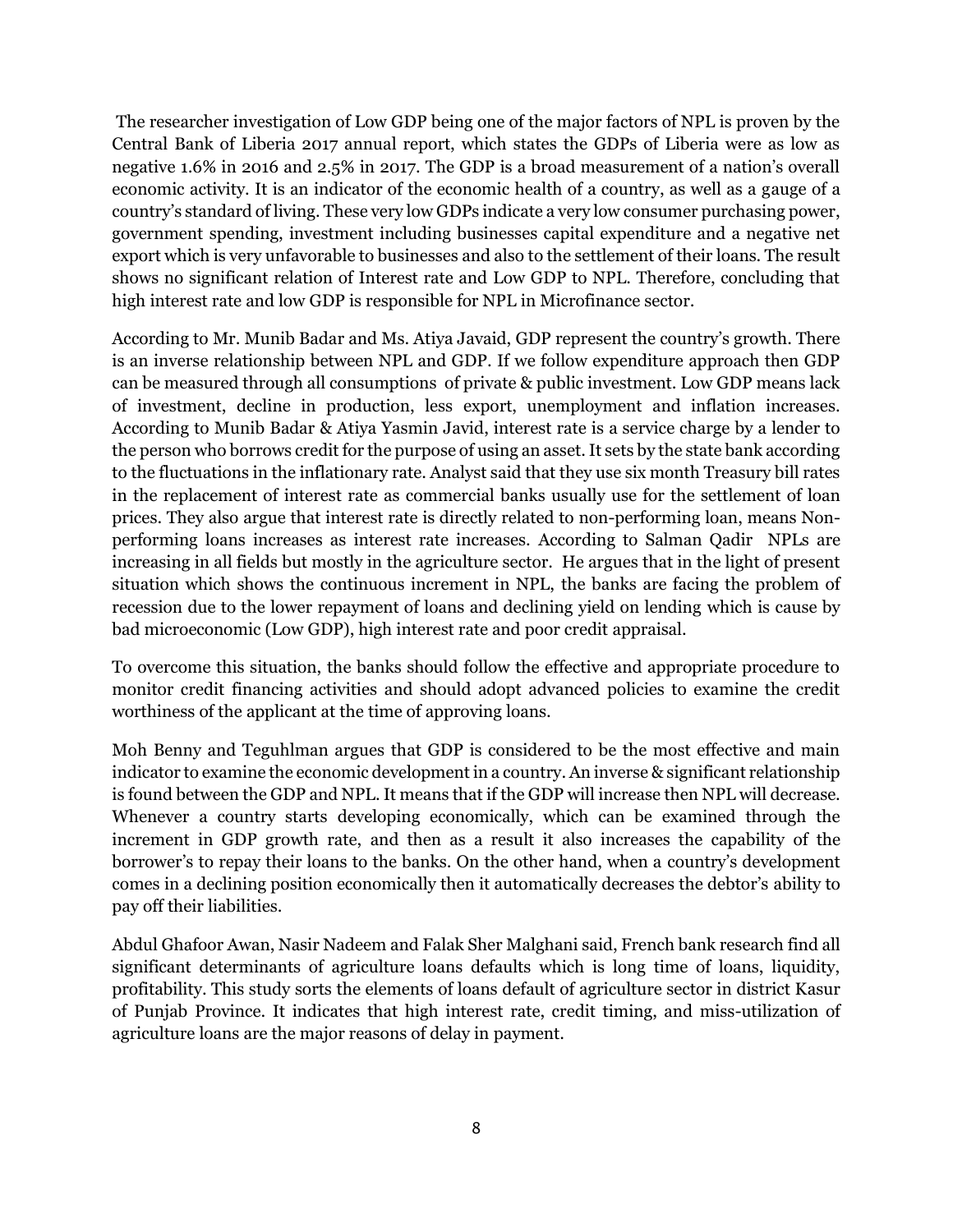The researcher investigation of Low GDP being one of the major factors of NPL is proven by the Central Bank of Liberia 2017 annual report, which states the GDPs of Liberia were as low as negative 1.6% in 2016 and 2.5% in 2017. The GDP is a broad measurement of a nation's overall economic activity. It is an indicator of the economic health of a country, as well as a gauge of a country's standard of living. These very low GDPs indicate a very low consumer purchasing power, government spending, investment including businesses capital expenditure and a negative net export which is very unfavorable to businesses and also to the settlement of their loans. The result shows no significant relation of Interest rate and Low GDP to NPL. Therefore, concluding that high interest rate and low GDP is responsible for NPL in Microfinance sector.

According to Mr. Munib Badar and Ms. Atiya Javaid, GDP represent the country's growth. There is an inverse relationship between NPL and GDP. If we follow expenditure approach then GDP can be measured through all consumptions of private & public investment. Low GDP means lack of investment, decline in production, less export, unemployment and inflation increases. According to Munib Badar & Atiya Yasmin Javid, interest rate is a service charge by a lender to the person who borrows credit for the purpose of using an asset. It sets by the state bank according to the fluctuations in the inflationary rate. Analyst said that they use six month Treasury bill rates in the replacement of interest rate as commercial banks usually use for the settlement of loan prices. They also argue that interest rate is directly related to non-performing loan, means Non-performing loans increases as interest rate increases. According to Salman Qadir NPLs are increasing in all fields but mostly in the agriculture sector. He argues that in the light of present situation which shows the continuous increment in NPL, the banks are facing the problem of recession due to the lower repayment of loans and declining yield on lending which is cause by bad microeconomic (Low GDP), high interest rate and poor credit appraisal.

To overcome this situation, the banks should follow the effective and appropriate procedure to monitor credit financing activities and should adopt advanced policies to examine the credit worthiness of the applicant at the time of approving loans.

Moh Benny and Teguhlman argues that GDP is considered to be the most effective and main indicator to examine the economic development in a country. An inverse & significant relationship is found between the GDP and NPL. It means that if the GDP will increase then NPL will decrease. Whenever a country starts developing economically, which can be examined through the increment in GDP growth rate, and then as a result it also increases the capability of the borrower's to repay their loans to the banks. On the other hand, when a country's development comes in a declining position economically then it automatically decreases the debtor's ability to pay off their liabilities.

Abdul Ghafoor Awan, Nasir Nadeem and Falak Sher Malghani said, French bank research find all significant determinants of agriculture loans defaults which is long time of loans, liquidity, profitability. This study sorts the elements of loans default of agriculture sector in district Kasur of Punjab Province. It indicates that high interest rate, credit timing, and miss-utilization of agriculture loans are the major reasons of delay in payment.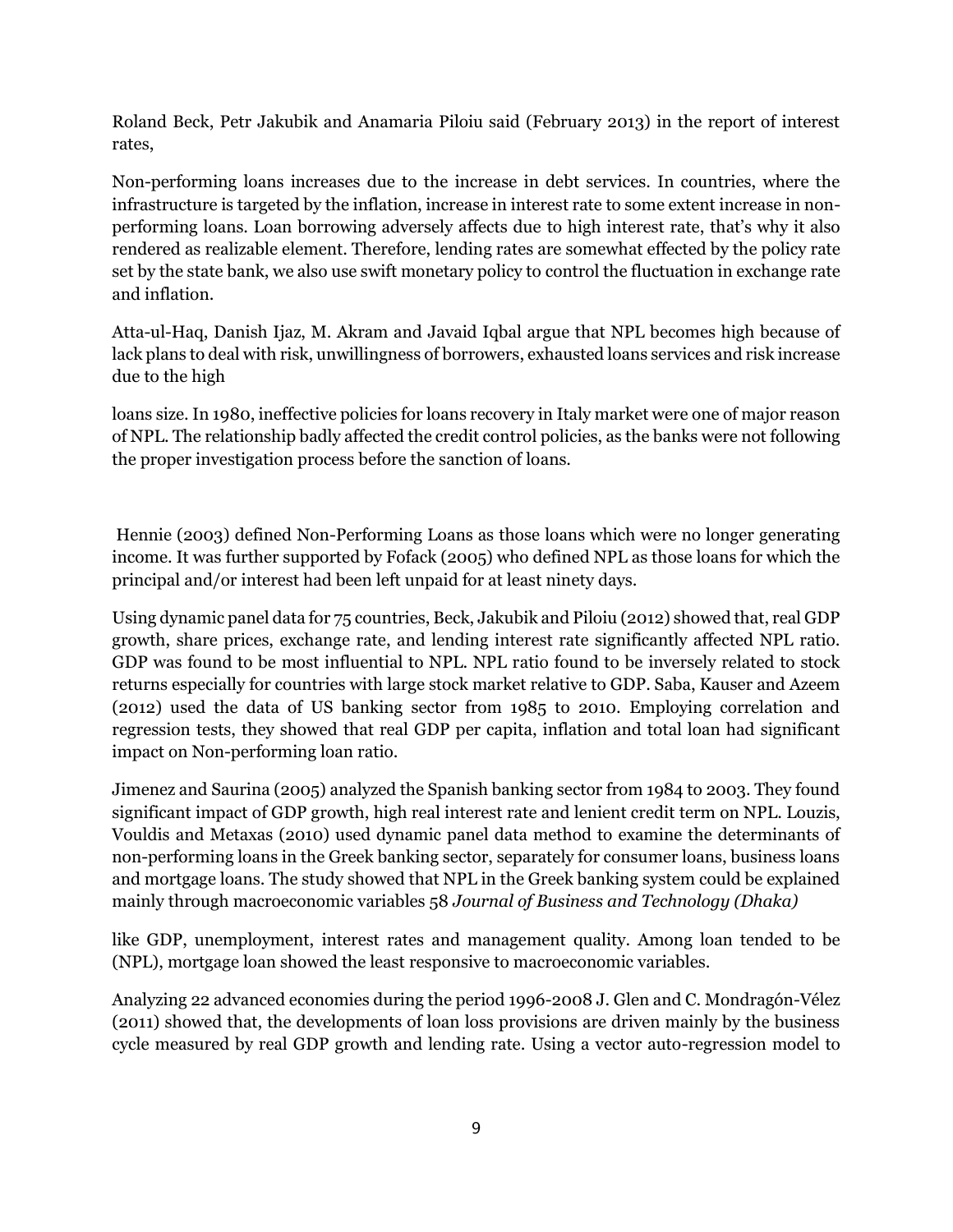Roland Beck, Petr Jakubik and Anamaria Piloiu said (February 2013) in the report of interest rates,

Non-performing loans increases due to the increase in debt services. In countries, where the infrastructure is targeted by the inflation, increase in interest rate to some extent increase in non-performing loans. Loan borrowing adversely affects due to high interest rate, that's why it also rendered as realizable element. Therefore, lending rates are somewhat effected by the policy rate set by the state bank, we also use swift monetary policy to control the fluctuation in exchange rate and inflation.

Atta-ul-Haq, Danish Ijaz, M. Akram and Javaid Iqbal argue that NPL becomes high because of lack plans to deal with risk, unwillingness of borrowers, exhausted loans services and risk increase due to the high

loans size. In 1980, ineffective policies for loans recovery in Italy market were one of major reason of NPL. The relationship badly affected the credit control policies, as the banks were not following the proper investigation process before the sanction of loans.

Hennie (2003) defined Non-Performing Loans as those loans which were no longer generating income. It was further supported by Fofack (2005) who defined NPL as those loans for which the principal and/or interest had been left unpaid for at least ninety days.

Using dynamic panel data for 75 countries, Beck, Jakubik and Piloiu (2012) showed that, real GDP growth, share prices, exchange rate, and lending interest rate significantly affected NPL ratio. GDP was found to be most influential to NPL. NPL ratio found to be inversely related to stock returns especially for countries with large stock market relative to GDP. Saba, Kauser and Azeem (2012) used the data of US banking sector from 1985 to 2010. Employing correlation and regression tests, they showed that real GDP per capita, inflation and total loan had significant impact on Non-performing loan ratio.

Jimenez and Saurina (2005) analyzed the Spanish banking sector from 1984 to 2003. They found significant impact of GDP growth, high real interest rate and lenient credit term on NPL. Louzis, Vouldis and Metaxas (2010) used dynamic panel data method to examine the determinants of non-performing loans in the Greek banking sector, separately for consumer loans, business loans and mortgage loans. The study showed that NPL in the Greek banking system could be explained mainly through macroeconomic variables 58 *Journal of Business and Technology (Dhaka)*

like GDP, unemployment, interest rates and management quality. Among loan tended to be (NPL), mortgage loan showed the least responsive to macroeconomic variables.

Analyzing 22 advanced economies during the period 1996-2008 J. Glen and C. Mondragón-Vélez (2011) showed that, the developments of loan loss provisions are driven mainly by the business cycle measured by real GDP growth and lending rate. Using a vector auto-regression model to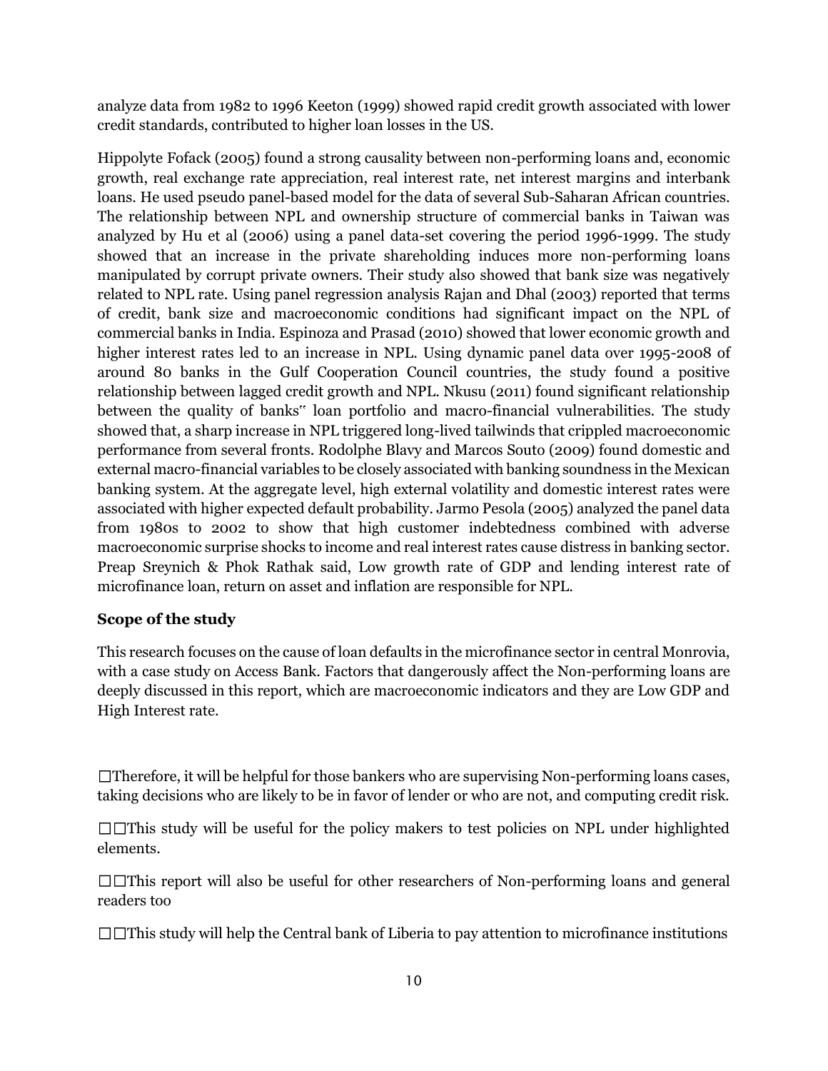analyze data from 1982 to 1996 Keeton (1999) showed rapid credit growth associated with lower credit standards, contributed to higher loan losses in the US.

Hippolyte Fofack (2005) found a strong causality between non-performing loans and, economic growth, real exchange rate appreciation, real interest rate, net interest margins and interbank loans. He used pseudo panel-based model for the data of several Sub-Saharan African countries. The relationship between NPL and ownership structure of commercial banks in Taiwan was analyzed by Hu et al (2006) using a panel data-set covering the period 1996-1999. The study showed that an increase in the private shareholding induces more non-performing loans manipulated by corrupt private owners. Their study also showed that bank size was negatively related to NPL rate. Using panel regression analysis Rajan and Dhal (2003) reported that terms of credit, bank size and macroeconomic conditions had significant impact on the NPL of commercial banks in India. Espinoza and Prasad (2010) showed that lower economic growth and higher interest rates led to an increase in NPL. Using dynamic panel data over 1995-2008 of around 80 banks in the Gulf Cooperation Council countries, the study found a positive relationship between lagged credit growth and NPL. Nkusu (2011) found significant relationship between the quality of banks" loan portfolio and macro-financial vulnerabilities. The study showed that, a sharp increase in NPL triggered long-lived tailwinds that crippled macroeconomic performance from several fronts. Rodolphe Blavy and Marcos Souto (2009) found domestic and external macro-financial variables to be closely associated with banking soundness in the Mexican banking system. At the aggregate level, high external volatility and domestic interest rates were associated with higher expected default probability. Jarmo Pesola (2005) analyzed the panel data from 1980s to 2002 to show that high customer indebtedness combined with adverse macroeconomic surprise shocks to income and real interest rates cause distress in banking sector. Preap Sreynich & Phok Rathak said, Low growth rate of GDP and lending interest rate of microfinance loan, return on asset and inflation are responsible for NPL.

**Scope of the study**

This research focuses on the cause of loan defaults in the microfinance sector in central Monrovia, with a case study on Access Bank. Factors that dangerously affect the Non-performing loans are deeply discussed in this report, which are macroeconomic indicators and they are Low GDP and High Interest rate.

☐Therefore, it will be helpful for those bankers who are supervising Non-performing loans cases, taking decisions who are likely to be in favor of lender or who are not, and computing credit risk.

☐☐This study will be useful for the policy makers to test policies on NPL under highlighted elements.

☐☐This report will also be useful for other researchers of Non-performing loans and general readers too

☐☐This study will help the Central bank of Liberia to pay attention to microfinance institutions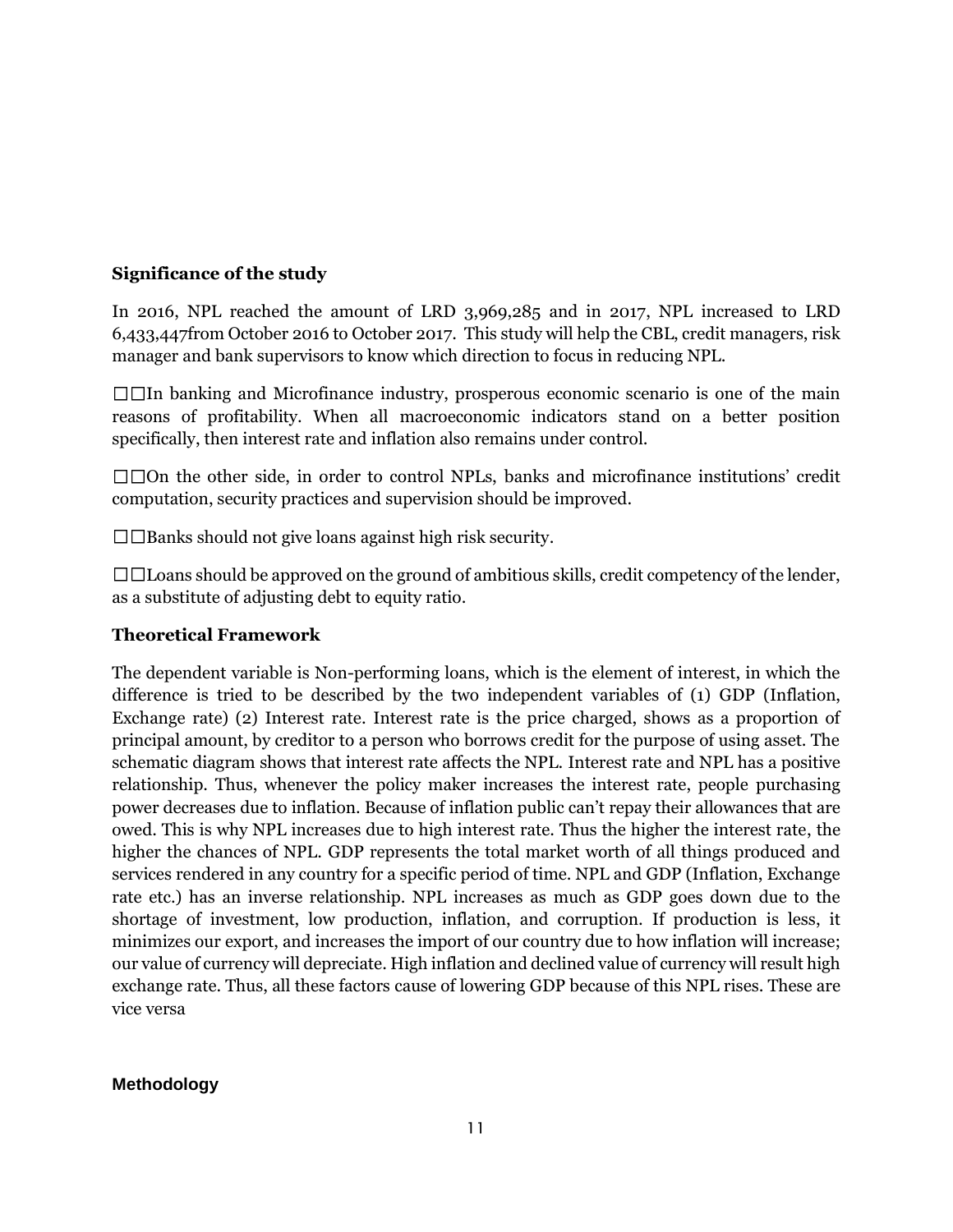**Significance of the study**

In 2016, NPL reached the amount of LRD 3,969,285 and in 2017, NPL increased to LRD 6,433,447from October 2016 to October 2017. This study will help the CBL, credit managers, risk manager and bank supervisors to know which direction to focus in reducing NPL.

□□In banking and Microfinance industry, prosperous economic scenario is one of the main reasons of profitability. When all macroeconomic indicators stand on a better position specifically, then interest rate and inflation also remains under control.

□□On the other side, in order to control NPLs, banks and microfinance institutions' credit computation, security practices and supervision should be improved.

□□Banks should not give loans against high risk security.

□□Loans should be approved on the ground of ambitious skills, credit competency of the lender, as a substitute of adjusting debt to equity ratio.

**Theoretical Framework**

The dependent variable is Non-performing loans, which is the element of interest, in which the difference is tried to be described by the two independent variables of (1) GDP (Inflation, Exchange rate) (2) Interest rate. Interest rate is the price charged, shows as a proportion of principal amount, by creditor to a person who borrows credit for the purpose of using asset. The schematic diagram shows that interest rate affects the NPL. Interest rate and NPL has a positive relationship. Thus, whenever the policy maker increases the interest rate, people purchasing power decreases due to inflation. Because of inflation public can't repay their allowances that are owed. This is why NPL increases due to high interest rate. Thus the higher the interest rate, the higher the chances of NPL. GDP represents the total market worth of all things produced and services rendered in any country for a specific period of time. NPL and GDP (Inflation, Exchange rate etc.) has an inverse relationship. NPL increases as much as GDP goes down due to the shortage of investment, low production, inflation, and corruption. If production is less, it minimizes our export, and increases the import of our country due to how inflation will increase; our value of currency will depreciate. High inflation and declined value of currency will result high exchange rate. Thus, all these factors cause of lowering GDP because of this NPL rises. These are vice versa

**Methodology**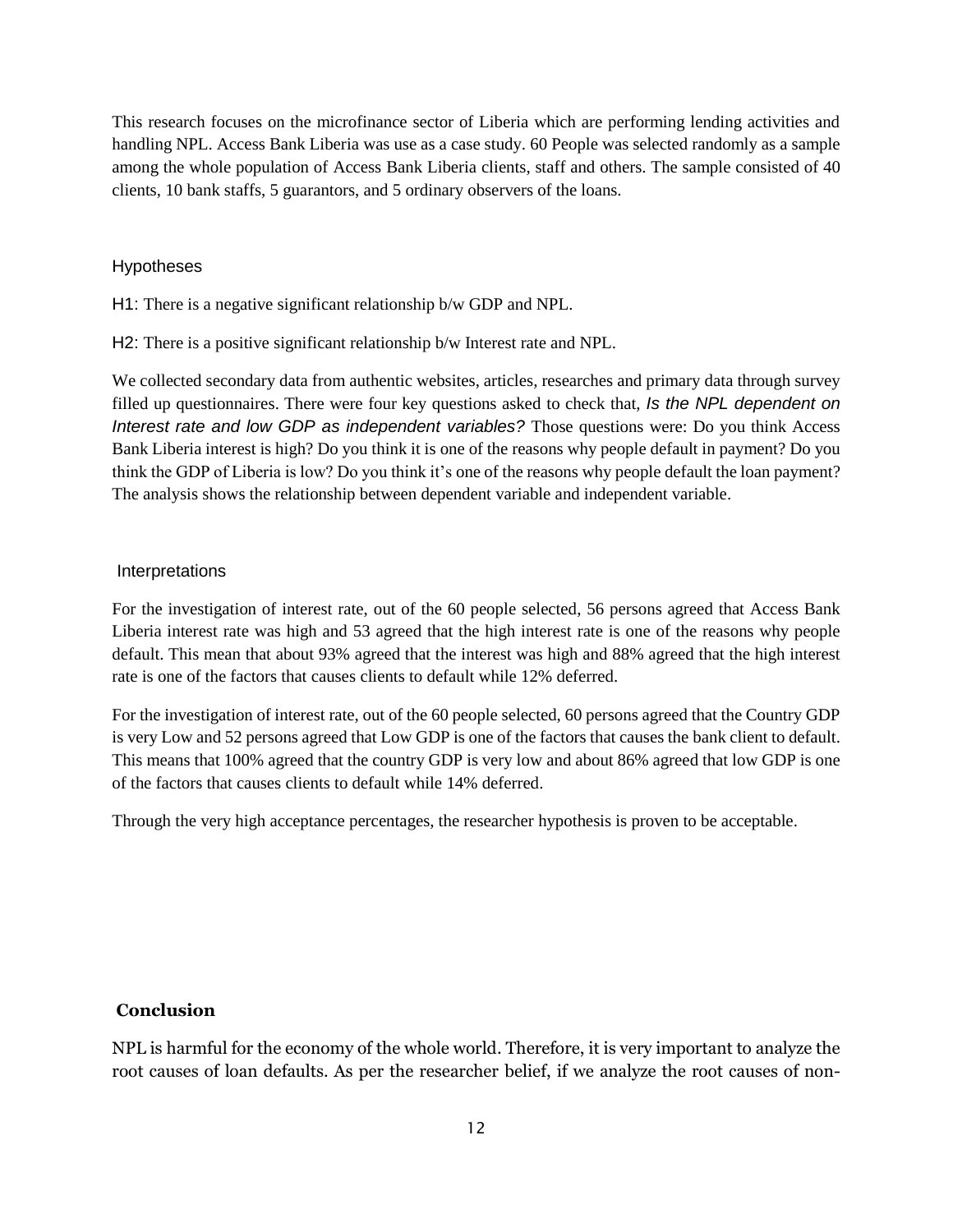This research focuses on the microfinance sector of Liberia which are performing lending activities and handling NPL. Access Bank Liberia was use as a case study. 60 People was selected randomly as a sample among the whole population of Access Bank Liberia clients, staff and others. The sample consisted of 40 clients, 10 bank staffs, 5 guarantors, and 5 ordinary observers of the loans.

### Hypotheses

H1: There is a negative significant relationship b/w GDP and NPL.

H2: There is a positive significant relationship b/w Interest rate and NPL.

We collected secondary data from authentic websites, articles, researches and primary data through survey filled up questionnaires. There were four key questions asked to check that, *Is the NPL dependent on Interest rate and low GDP as independent variables?* Those questions were: Do you think Access Bank Liberia interest is high? Do you think it is one of the reasons why people default in payment? Do you think the GDP of Liberia is low? Do you think it's one of the reasons why people default the loan payment? The analysis shows the relationship between dependent variable and independent variable.

### Interpretations

For the investigation of interest rate, out of the 60 people selected, 56 persons agreed that Access Bank Liberia interest rate was high and 53 agreed that the high interest rate is one of the reasons why people default. This mean that about 93% agreed that the interest was high and 88% agreed that the high interest rate is one of the factors that causes clients to default while 12% deferred.

For the investigation of interest rate, out of the 60 people selected, 60 persons agreed that the Country GDP is very Low and 52 persons agreed that Low GDP is one of the factors that causes the bank client to default. This means that 100% agreed that the country GDP is very low and about 86% agreed that low GDP is one of the factors that causes clients to default while 14% deferred.

Through the very high acceptance percentages, the researcher hypothesis is proven to be acceptable.

## Conclusion

NPL is harmful for the economy of the whole world. Therefore, it is very important to analyze the root causes of loan defaults. As per the researcher belief, if we analyze the root causes of non-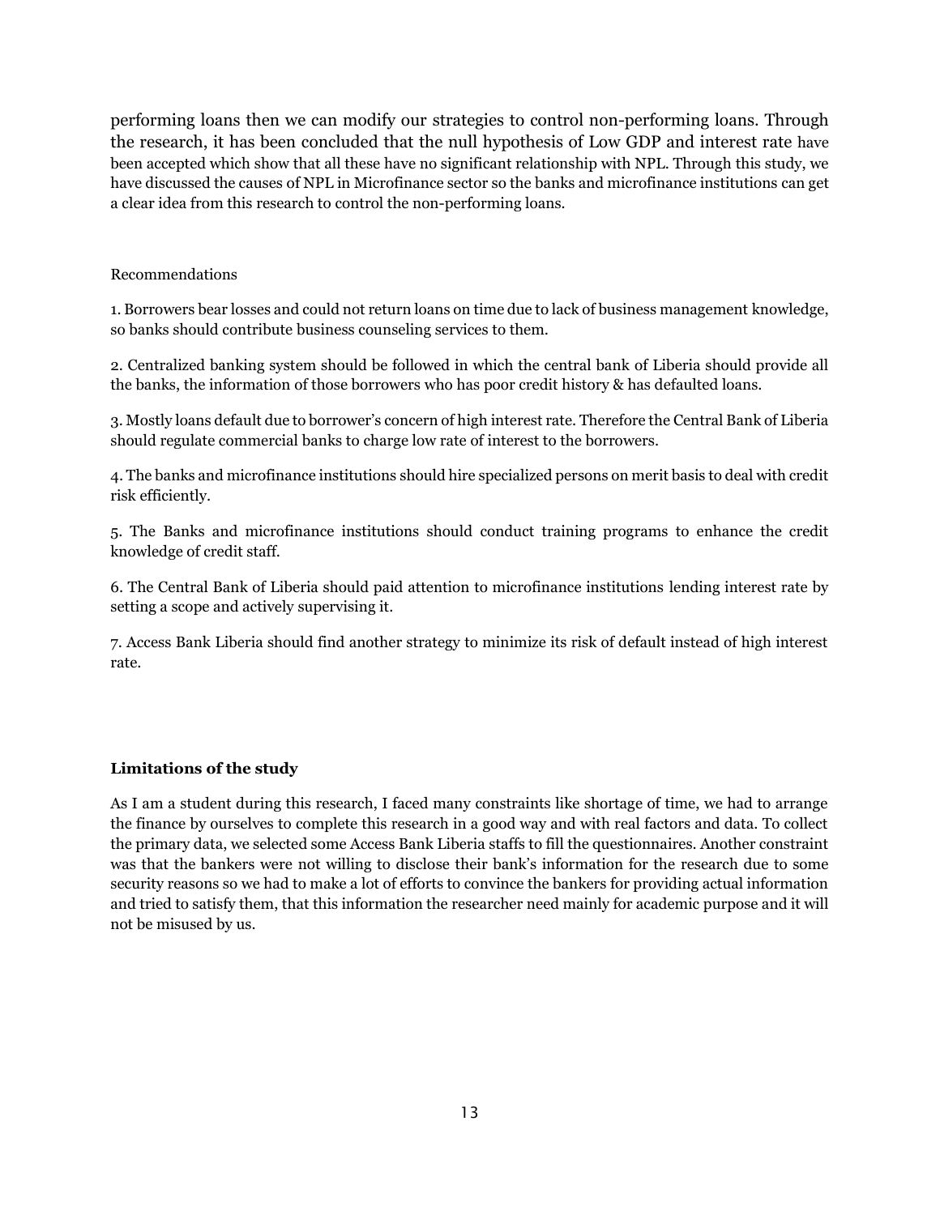performing loans then we can modify our strategies to control non-performing loans. Through the research, it has been concluded that the null hypothesis of Low GDP and interest rate have been accepted which show that all these have no significant relationship with NPL. Through this study, we have discussed the causes of NPL in Microfinance sector so the banks and microfinance institutions can get a clear idea from this research to control the non-performing loans.

Recommendations

1. Borrowers bear losses and could not return loans on time due to lack of business management knowledge, so banks should contribute business counseling services to them.

2. Centralized banking system should be followed in which the central bank of Liberia should provide all the banks, the information of those borrowers who has poor credit history & has defaulted loans.

3. Mostly loans default due to borrower's concern of high interest rate. Therefore the Central Bank of Liberia should regulate commercial banks to charge low rate of interest to the borrowers.

4. The banks and microfinance institutions should hire specialized persons on merit basis to deal with credit risk efficiently.

5. The Banks and microfinance institutions should conduct training programs to enhance the credit knowledge of credit staff.

6. The Central Bank of Liberia should paid attention to microfinance institutions lending interest rate by setting a scope and actively supervising it.

7. Access Bank Liberia should find another strategy to minimize its risk of default instead of high interest rate.

**Limitations of the study**

As I am a student during this research, I faced many constraints like shortage of time, we had to arrange the finance by ourselves to complete this research in a good way and with real factors and data. To collect the primary data, we selected some Access Bank Liberia staffs to fill the questionnaires. Another constraint was that the bankers were not willing to disclose their bank's information for the research due to some security reasons so we had to make a lot of efforts to convince the bankers for providing actual information and tried to satisfy them, that this information the researcher need mainly for academic purpose and it will not be misused by us.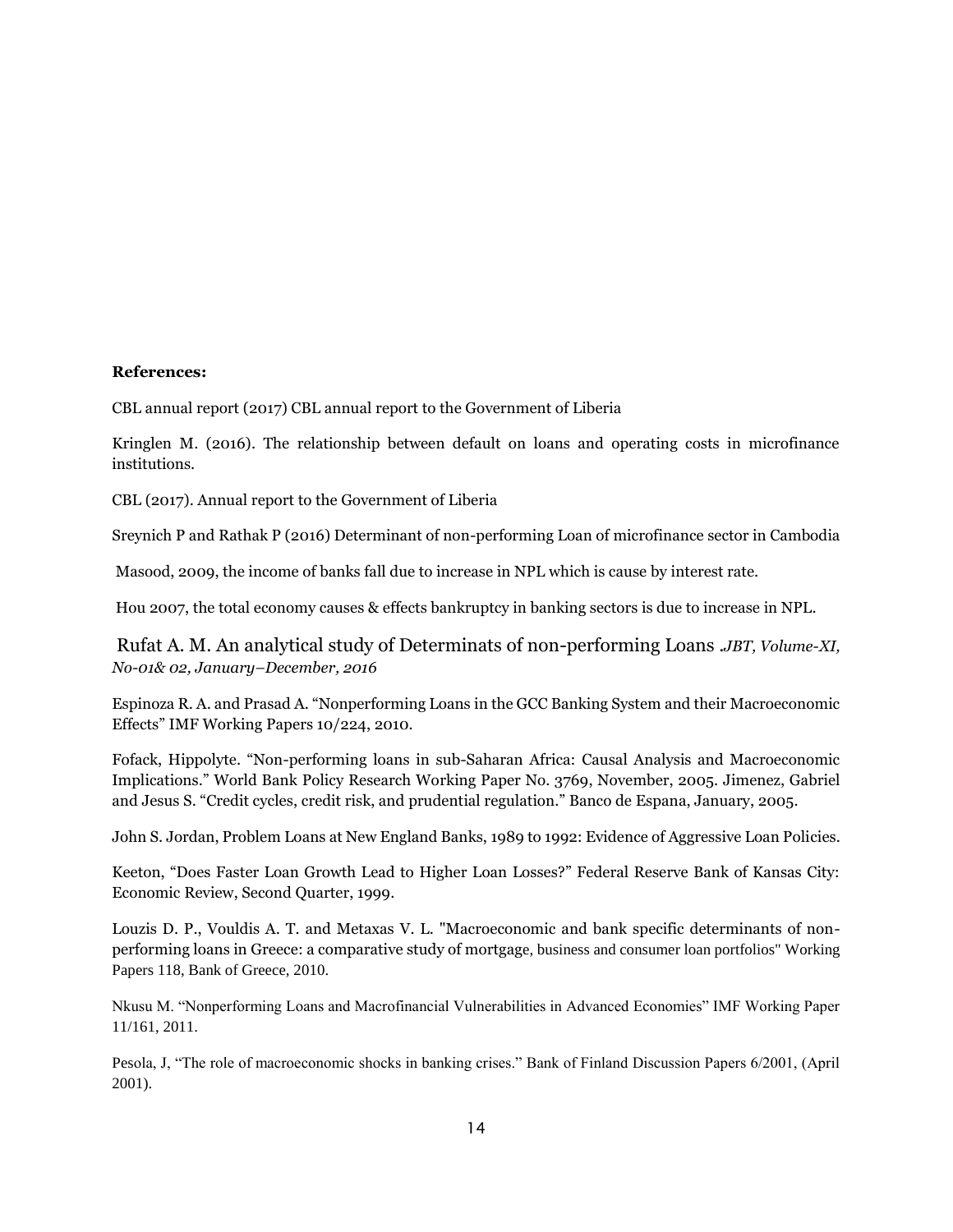**References:**

CBL annual report (2017) CBL annual report to the Government of Liberia

Kringlen M. (2016). The relationship between default on loans and operating costs in microfinance institutions.

CBL (2017). Annual report to the Government of Liberia

Sreynich P and Rathak P (2016) Determinant of non-performing Loan of microfinance sector in Cambodia

Masood, 2009, the income of banks fall due to increase in NPL which is cause by interest rate.

Hou 2007, the total economy causes & effects bankruptcy in banking sectors is due to increase in NPL.

Rufat A. M. An analytical study of Determinats of non-performing Loans .*JBT, Volume-XI, No-01& 02, January–December, 2016*

Espinoza R. A. and Prasad A. "Nonperforming Loans in the GCC Banking System and their Macroeconomic Effects" IMF Working Papers 10/224, 2010.

Fofack, Hippolyte. "Non-performing loans in sub-Saharan Africa: Causal Analysis and Macroeconomic Implications." World Bank Policy Research Working Paper No. 3769, November, 2005. Jimenez, Gabriel and Jesus S. "Credit cycles, credit risk, and prudential regulation." Banco de Espana, January, 2005.

John S. Jordan, Problem Loans at New England Banks, 1989 to 1992: Evidence of Aggressive Loan Policies.

Keeton, "Does Faster Loan Growth Lead to Higher Loan Losses?" Federal Reserve Bank of Kansas City: Economic Review, Second Quarter, 1999.

Louzis D. P., Vouldis A. T. and Metaxas V. L. "Macroeconomic and bank specific determinants of non-performing loans in Greece: a comparative study of mortgage, business and consumer loan portfolios" Working Papers 118, Bank of Greece, 2010.

Nkusu M. "Nonperforming Loans and Macrofinancial Vulnerabilities in Advanced Economies" IMF Working Paper 11/161, 2011.

Pesola, J, "The role of macroeconomic shocks in banking crises." Bank of Finland Discussion Papers 6/2001, (April 2001).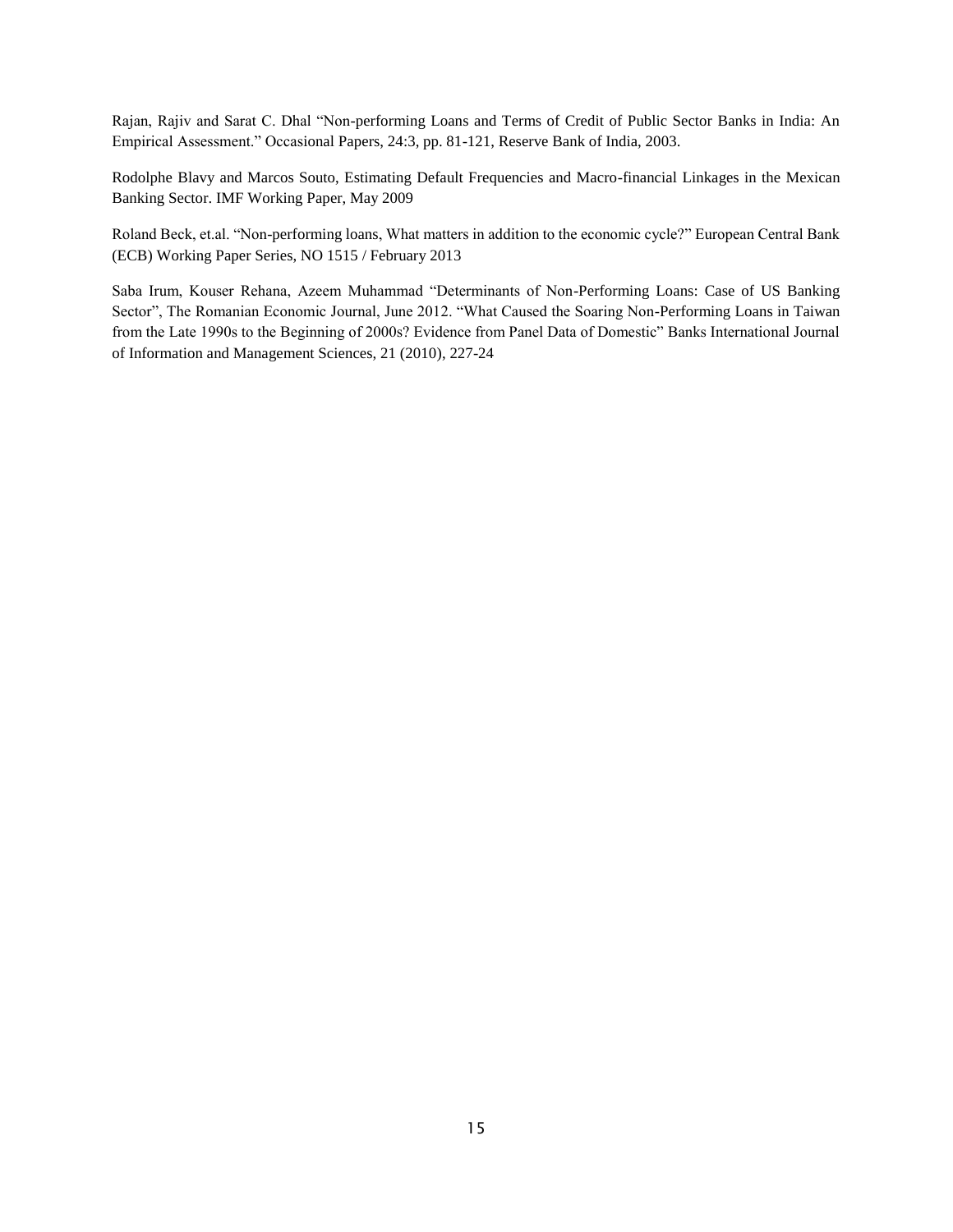Rajan, Rajiv and Sarat C. Dhal "Non-performing Loans and Terms of Credit of Public Sector Banks in India: An Empirical Assessment." Occasional Papers, 24:3, pp. 81-121, Reserve Bank of India, 2003.

Rodolphe Blavy and Marcos Souto, Estimating Default Frequencies and Macro-financial Linkages in the Mexican Banking Sector. IMF Working Paper, May 2009

Roland Beck, et.al. "Non-performing loans, What matters in addition to the economic cycle?" European Central Bank (ECB) Working Paper Series, NO 1515 / February 2013

Saba Irum, Kouser Rehana, Azeem Muhammad "Determinants of Non-Performing Loans: Case of US Banking Sector", The Romanian Economic Journal, June 2012. "What Caused the Soaring Non-Performing Loans in Taiwan from the Late 1990s to the Beginning of 2000s? Evidence from Panel Data of Domestic" Banks International Journal of Information and Management Sciences, 21 (2010), 227-24